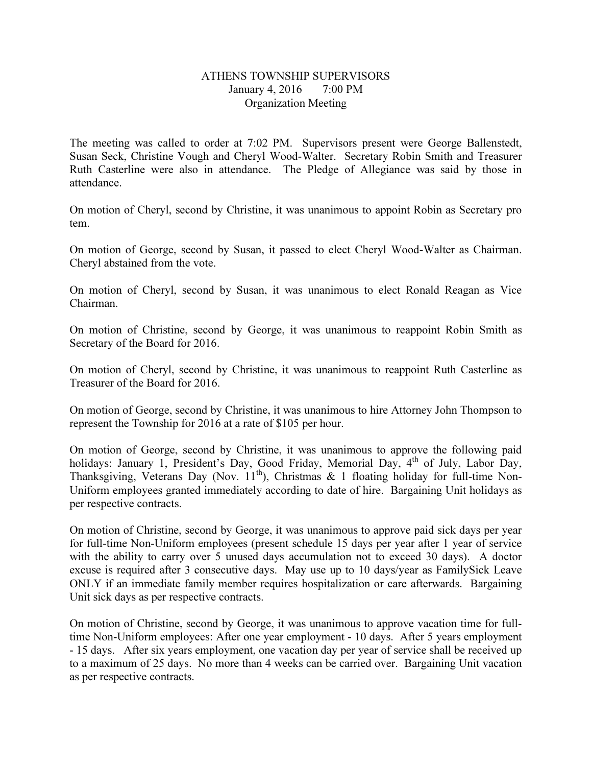ATHENS TOWNSHIP SUPERVISORS
January 4, 2016 7:00 PM
Organization Meeting

The meeting was called to order at 7:02 PM. Supervisors present were George Ballenstedt, Susan Seck, Christine Vough and Cheryl Wood-Walter. Secretary Robin Smith and Treasurer Ruth Casterline were also in attendance. The Pledge of Allegiance was said by those in attendance.

On motion of Cheryl, second by Christine, it was unanimous to appoint Robin as Secretary pro tem.

On motion of George, second by Susan, it passed to elect Cheryl Wood-Walter as Chairman. Cheryl abstained from the vote.

On motion of Cheryl, second by Susan, it was unanimous to elect Ronald Reagan as Vice Chairman.

On motion of Christine, second by George, it was unanimous to reappoint Robin Smith as Secretary of the Board for 2016.

On motion of Cheryl, second by Christine, it was unanimous to reappoint Ruth Casterline as Treasurer of the Board for 2016.

On motion of George, second by Christine, it was unanimous to hire Attorney John Thompson to represent the Township for 2016 at a rate of $105 per hour.

On motion of George, second by Christine, it was unanimous to approve the following paid holidays: January 1, President's Day, Good Friday, Memorial Day, 4th of July, Labor Day, Thanksgiving, Veterans Day (Nov. 11th), Christmas & 1 floating holiday for full-time Non-Uniform employees granted immediately according to date of hire. Bargaining Unit holidays as per respective contracts.

On motion of Christine, second by George, it was unanimous to approve paid sick days per year for full-time Non-Uniform employees (present schedule 15 days per year after 1 year of service with the ability to carry over 5 unused days accumulation not to exceed 30 days). A doctor excuse is required after 3 consecutive days. May use up to 10 days/year as FamilySick Leave ONLY if an immediate family member requires hospitalization or care afterwards. Bargaining Unit sick days as per respective contracts.

On motion of Christine, second by George, it was unanimous to approve vacation time for full-time Non-Uniform employees: After one year employment - 10 days. After 5 years employment - 15 days. After six years employment, one vacation day per year of service shall be received up to a maximum of 25 days. No more than 4 weeks can be carried over. Bargaining Unit vacation as per respective contracts.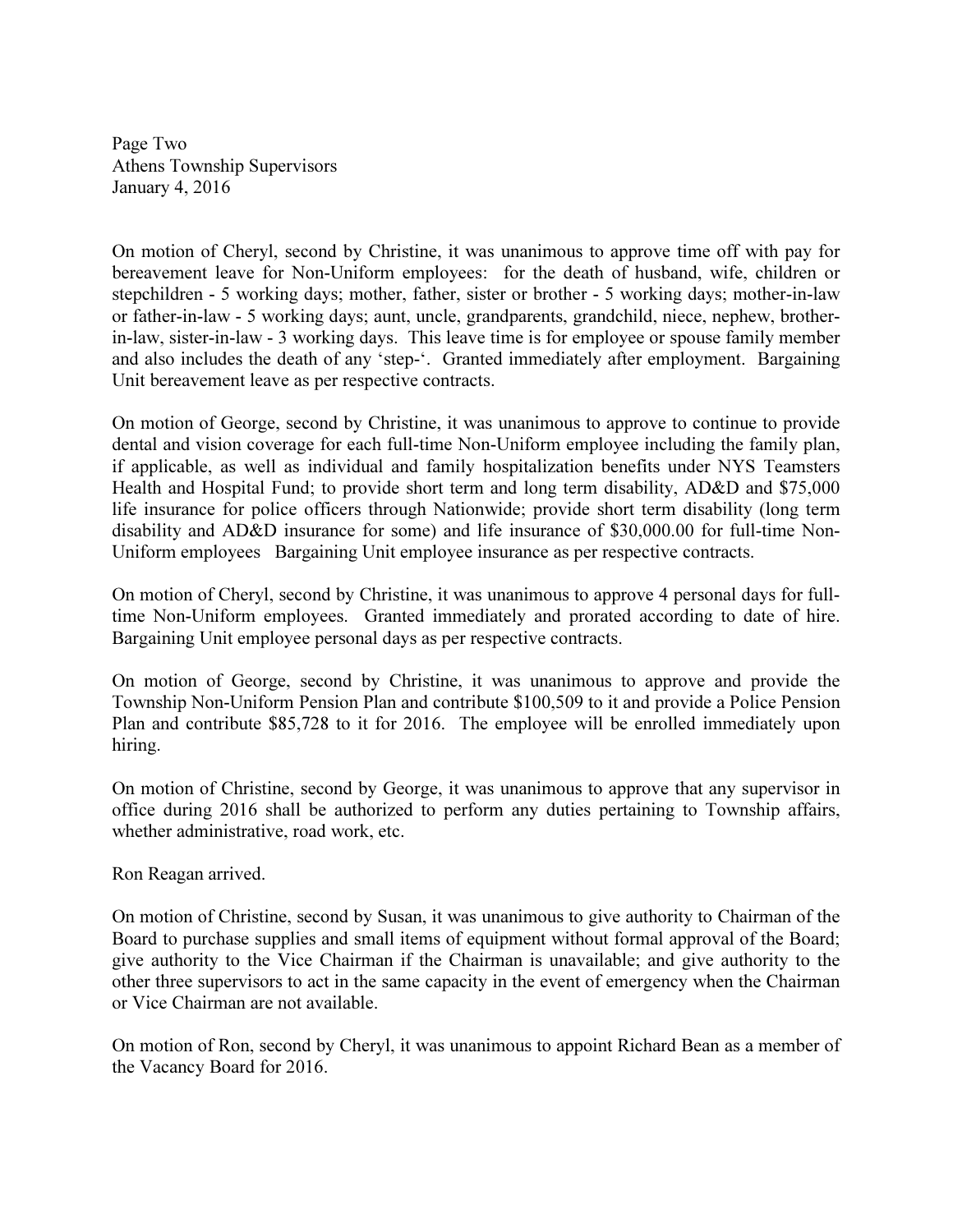On motion of Cheryl, second by Christine, it was unanimous to approve time off with pay for bereavement leave for Non-Uniform employees: for the death of husband, wife, children or stepchildren - 5 working days; mother, father, sister or brother - 5 working days; mother-in-law or father-in-law - 5 working days; aunt, uncle, grandparents, grandchild, niece, nephew, brother-in-law, sister-in-law - 3 working days. This leave time is for employee or spouse family member and also includes the death of any 'step-'. Granted immediately after employment. Bargaining Unit bereavement leave as per respective contracts.

On motion of George, second by Christine, it was unanimous to approve to continue to provide dental and vision coverage for each full-time Non-Uniform employee including the family plan, if applicable, as well as individual and family hospitalization benefits under NYS Teamsters Health and Hospital Fund; to provide short term and long term disability, AD&D and $75,000 life insurance for police officers through Nationwide; provide short term disability (long term disability and AD&D insurance for some) and life insurance of $30,000.00 for full-time Non-Uniform employees Bargaining Unit employee insurance as per respective contracts.

On motion of Cheryl, second by Christine, it was unanimous to approve 4 personal days for full-time Non-Uniform employees. Granted immediately and prorated according to date of hire. Bargaining Unit employee personal days as per respective contracts.

On motion of George, second by Christine, it was unanimous to approve and provide the Township Non-Uniform Pension Plan and contribute $100,509 to it and provide a Police Pension Plan and contribute $85,728 to it for 2016. The employee will be enrolled immediately upon hiring.

On motion of Christine, second by George, it was unanimous to approve that any supervisor in office during 2016 shall be authorized to perform any duties pertaining to Township affairs, whether administrative, road work, etc.

Ron Reagan arrived.

On motion of Christine, second by Susan, it was unanimous to give authority to Chairman of the Board to purchase supplies and small items of equipment without formal approval of the Board; give authority to the Vice Chairman if the Chairman is unavailable; and give authority to the other three supervisors to act in the same capacity in the event of emergency when the Chairman or Vice Chairman are not available.

On motion of Ron, second by Cheryl, it was unanimous to appoint Richard Bean as a member of the Vacancy Board for 2016.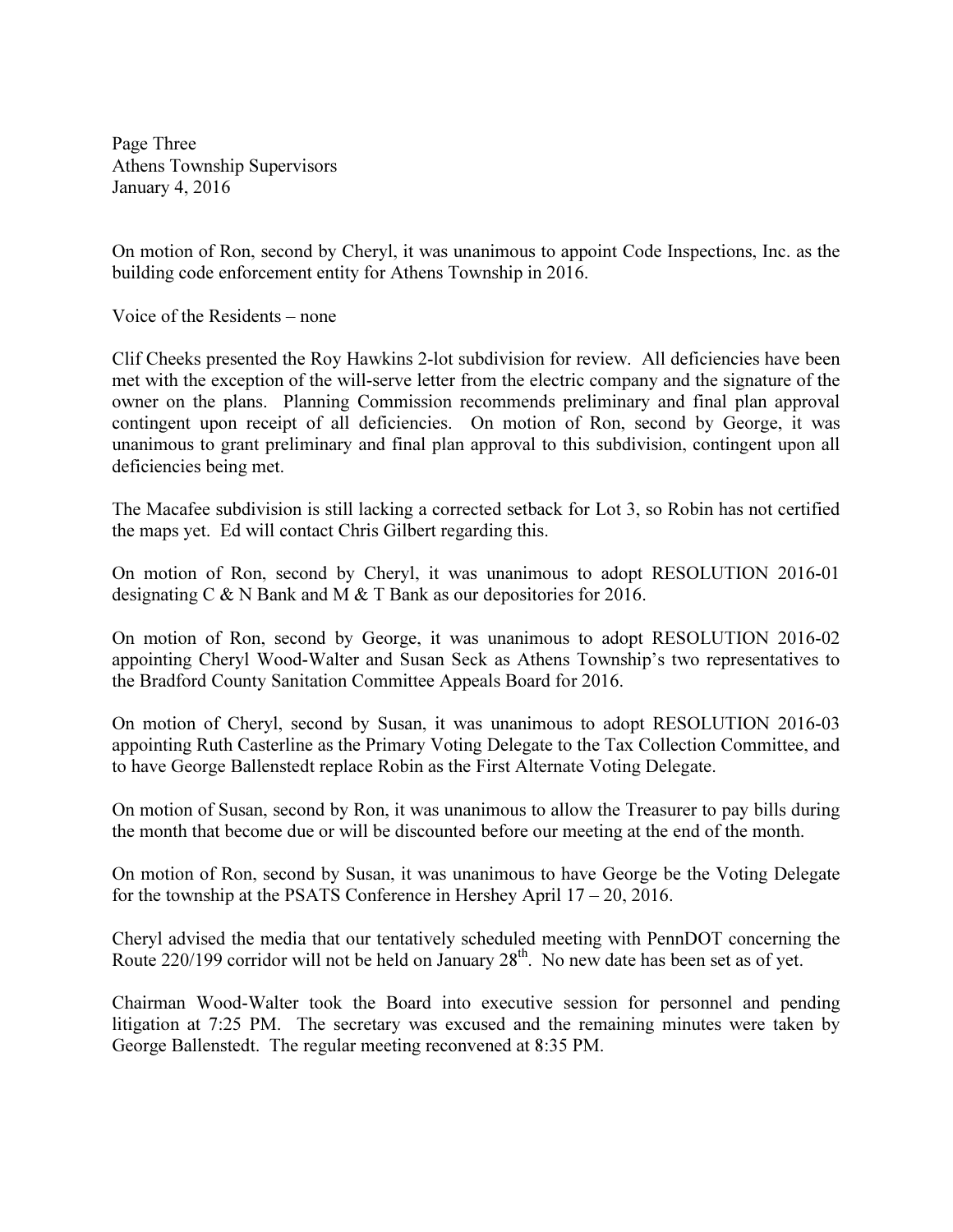On motion of Ron, second by Cheryl, it was unanimous to appoint Code Inspections, Inc. as the building code enforcement entity for Athens Township in 2016.

Voice of the Residents – none

Clif Cheeks presented the Roy Hawkins 2-lot subdivision for review. All deficiencies have been met with the exception of the will-serve letter from the electric company and the signature of the owner on the plans. Planning Commission recommends preliminary and final plan approval contingent upon receipt of all deficiencies. On motion of Ron, second by George, it was unanimous to grant preliminary and final plan approval to this subdivision, contingent upon all deficiencies being met.

The Macafee subdivision is still lacking a corrected setback for Lot 3, so Robin has not certified the maps yet. Ed will contact Chris Gilbert regarding this.

On motion of Ron, second by Cheryl, it was unanimous to adopt RESOLUTION 2016-01 designating C & N Bank and M & T Bank as our depositories for 2016.

On motion of Ron, second by George, it was unanimous to adopt RESOLUTION 2016-02 appointing Cheryl Wood-Walter and Susan Seck as Athens Township's two representatives to the Bradford County Sanitation Committee Appeals Board for 2016.

On motion of Cheryl, second by Susan, it was unanimous to adopt RESOLUTION 2016-03 appointing Ruth Casterline as the Primary Voting Delegate to the Tax Collection Committee, and to have George Ballenstedt replace Robin as the First Alternate Voting Delegate.

On motion of Susan, second by Ron, it was unanimous to allow the Treasurer to pay bills during the month that become due or will be discounted before our meeting at the end of the month.

On motion of Ron, second by Susan, it was unanimous to have George be the Voting Delegate for the township at the PSATS Conference in Hershey April 17 – 20, 2016.

Cheryl advised the media that our tentatively scheduled meeting with PennDOT concerning the Route 220/199 corridor will not be held on January 28th. No new date has been set as of yet.

Chairman Wood-Walter took the Board into executive session for personnel and pending litigation at 7:25 PM. The secretary was excused and the remaining minutes were taken by George Ballenstedt. The regular meeting reconvened at 8:35 PM.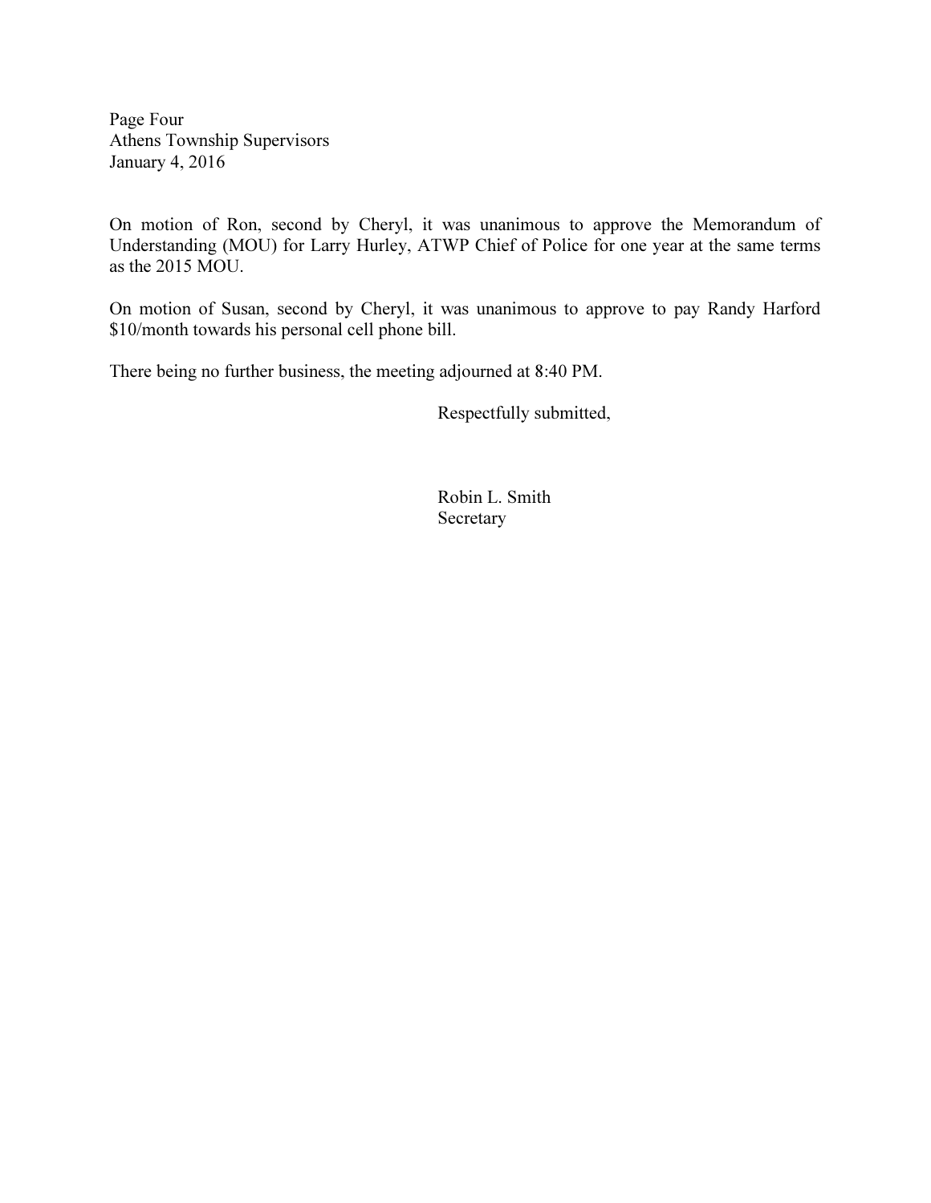On motion of Ron, second by Cheryl, it was unanimous to approve the Memorandum of Understanding (MOU) for Larry Hurley, ATWP Chief of Police for one year at the same terms as the 2015 MOU.

On motion of Susan, second by Cheryl, it was unanimous to approve to pay Randy Harford $10/month towards his personal cell phone bill.

There being no further business, the meeting adjourned at 8:40 PM.

Respectfully submitted,

Robin L. Smith
Secretary